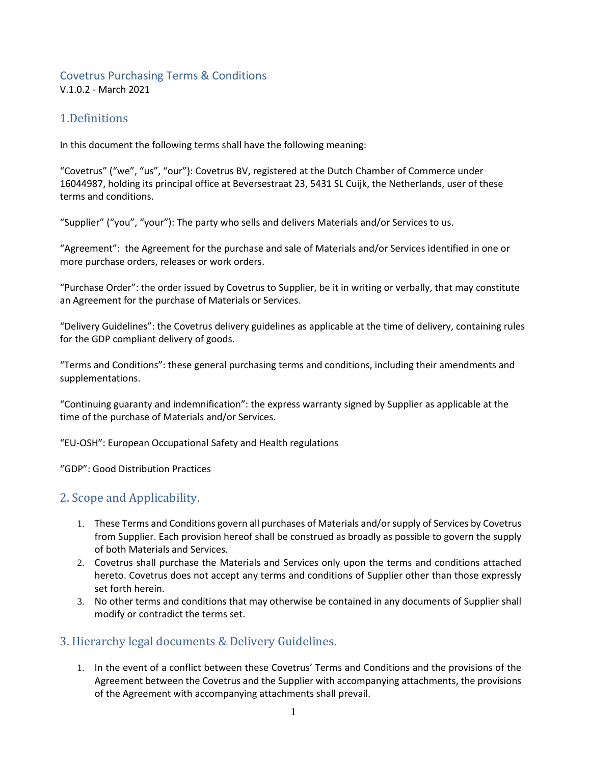# Covetrus Purchasing Terms & Conditions

V.1.0.2 - March 2021

## 1.Definitions

In this document the following terms shall have the following meaning:

"Covetrus" ("we", "us", "our"): Covetrus BV, registered at the Dutch Chamber of Commerce under 16044987, holding its principal office at Beversestraat 23, 5431 SL Cuijk, the Netherlands, user of these terms and conditions.

"Supplier" ("you", "your"): The party who sells and delivers Materials and/or Services to us.

"Agreement": the Agreement for the purchase and sale of Materials and/or Services identified in one or more purchase orders, releases or work orders.

"Purchase Order": the order issued by Covetrus to Supplier, be it in writing or verbally, that may constitute an Agreement for the purchase of Materials or Services.

"Delivery Guidelines": the Covetrus delivery guidelines as applicable at the time of delivery, containing rules for the GDP compliant delivery of goods.

"Terms and Conditions": these general purchasing terms and conditions, including their amendments and supplementations.

"Continuing guaranty and indemnification": the express warranty signed by Supplier as applicable at the time of the purchase of Materials and/or Services.

"EU-OSH": European Occupational Safety and Health regulations

"GDP": Good Distribution Practices

## 2. Scope and Applicability.

1. These Terms and Conditions govern all purchases of Materials and/or supply of Services by Covetrus from Supplier. Each provision hereof shall be construed as broadly as possible to govern the supply of both Materials and Services.
2. Covetrus shall purchase the Materials and Services only upon the terms and conditions attached hereto. Covetrus does not accept any terms and conditions of Supplier other than those expressly set forth herein.
3. No other terms and conditions that may otherwise be contained in any documents of Supplier shall modify or contradict the terms set.

## 3. Hierarchy legal documents & Delivery Guidelines.

1. In the event of a conflict between these Covetrus' Terms and Conditions and the provisions of the Agreement between the Covetrus and the Supplier with accompanying attachments, the provisions of the Agreement with accompanying attachments shall prevail.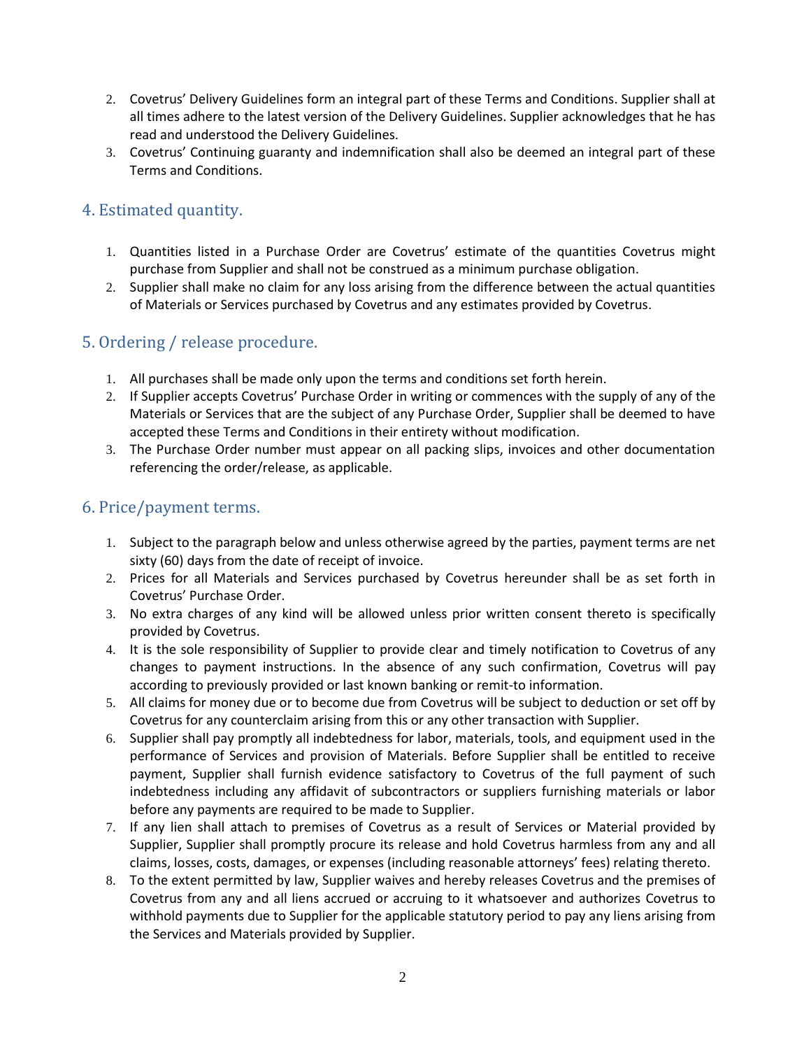2. Covetrus' Delivery Guidelines form an integral part of these Terms and Conditions. Supplier shall at all times adhere to the latest version of the Delivery Guidelines. Supplier acknowledges that he has read and understood the Delivery Guidelines.
3. Covetrus' Continuing guaranty and indemnification shall also be deemed an integral part of these Terms and Conditions.

## 4. Estimated quantity.

1. Quantities listed in a Purchase Order are Covetrus' estimate of the quantities Covetrus might purchase from Supplier and shall not be construed as a minimum purchase obligation.
2. Supplier shall make no claim for any loss arising from the difference between the actual quantities of Materials or Services purchased by Covetrus and any estimates provided by Covetrus.

## 5. Ordering / release procedure.

1. All purchases shall be made only upon the terms and conditions set forth herein.
2. If Supplier accepts Covetrus' Purchase Order in writing or commences with the supply of any of the Materials or Services that are the subject of any Purchase Order, Supplier shall be deemed to have accepted these Terms and Conditions in their entirety without modification.
3. The Purchase Order number must appear on all packing slips, invoices and other documentation referencing the order/release, as applicable.

## 6. Price/payment terms.

1. Subject to the paragraph below and unless otherwise agreed by the parties, payment terms are net sixty (60) days from the date of receipt of invoice.
2. Prices for all Materials and Services purchased by Covetrus hereunder shall be as set forth in Covetrus' Purchase Order.
3. No extra charges of any kind will be allowed unless prior written consent thereto is specifically provided by Covetrus.
4. It is the sole responsibility of Supplier to provide clear and timely notification to Covetrus of any changes to payment instructions. In the absence of any such confirmation, Covetrus will pay according to previously provided or last known banking or remit-to information.
5. All claims for money due or to become due from Covetrus will be subject to deduction or set off by Covetrus for any counterclaim arising from this or any other transaction with Supplier.
6. Supplier shall pay promptly all indebtedness for labor, materials, tools, and equipment used in the performance of Services and provision of Materials. Before Supplier shall be entitled to receive payment, Supplier shall furnish evidence satisfactory to Covetrus of the full payment of such indebtedness including any affidavit of subcontractors or suppliers furnishing materials or labor before any payments are required to be made to Supplier.
7. If any lien shall attach to premises of Covetrus as a result of Services or Material provided by Supplier, Supplier shall promptly procure its release and hold Covetrus harmless from any and all claims, losses, costs, damages, or expenses (including reasonable attorneys' fees) relating thereto.
8. To the extent permitted by law, Supplier waives and hereby releases Covetrus and the premises of Covetrus from any and all liens accrued or accruing to it whatsoever and authorizes Covetrus to withhold payments due to Supplier for the applicable statutory period to pay any liens arising from the Services and Materials provided by Supplier.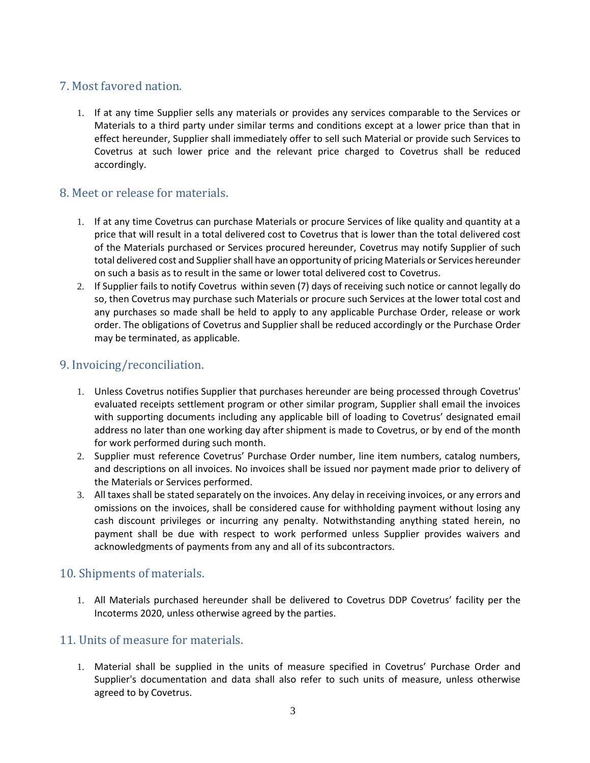## 7. Most favored nation.

1. If at any time Supplier sells any materials or provides any services comparable to the Services or Materials to a third party under similar terms and conditions except at a lower price than that in effect hereunder, Supplier shall immediately offer to sell such Material or provide such Services to Covetrus at such lower price and the relevant price charged to Covetrus shall be reduced accordingly.

## 8. Meet or release for materials.

1. If at any time Covetrus can purchase Materials or procure Services of like quality and quantity at a price that will result in a total delivered cost to Covetrus that is lower than the total delivered cost of the Materials purchased or Services procured hereunder, Covetrus may notify Supplier of such total delivered cost and Supplier shall have an opportunity of pricing Materials or Services hereunder on such a basis as to result in the same or lower total delivered cost to Covetrus.
2. If Supplier fails to notify Covetrus within seven (7) days of receiving such notice or cannot legally do so, then Covetrus may purchase such Materials or procure such Services at the lower total cost and any purchases so made shall be held to apply to any applicable Purchase Order, release or work order. The obligations of Covetrus and Supplier shall be reduced accordingly or the Purchase Order may be terminated, as applicable.

## 9. Invoicing/reconciliation.

1. Unless Covetrus notifies Supplier that purchases hereunder are being processed through Covetrus' evaluated receipts settlement program or other similar program, Supplier shall email the invoices with supporting documents including any applicable bill of loading to Covetrus' designated email address no later than one working day after shipment is made to Covetrus, or by end of the month for work performed during such month.
2. Supplier must reference Covetrus' Purchase Order number, line item numbers, catalog numbers, and descriptions on all invoices. No invoices shall be issued nor payment made prior to delivery of the Materials or Services performed.
3. All taxes shall be stated separately on the invoices. Any delay in receiving invoices, or any errors and omissions on the invoices, shall be considered cause for withholding payment without losing any cash discount privileges or incurring any penalty. Notwithstanding anything stated herein, no payment shall be due with respect to work performed unless Supplier provides waivers and acknowledgments of payments from any and all of its subcontractors.

## 10. Shipments of materials.

1. All Materials purchased hereunder shall be delivered to Covetrus DDP Covetrus' facility per the Incoterms 2020, unless otherwise agreed by the parties.

## 11. Units of measure for materials.

1. Material shall be supplied in the units of measure specified in Covetrus' Purchase Order and Supplier's documentation and data shall also refer to such units of measure, unless otherwise agreed to by Covetrus.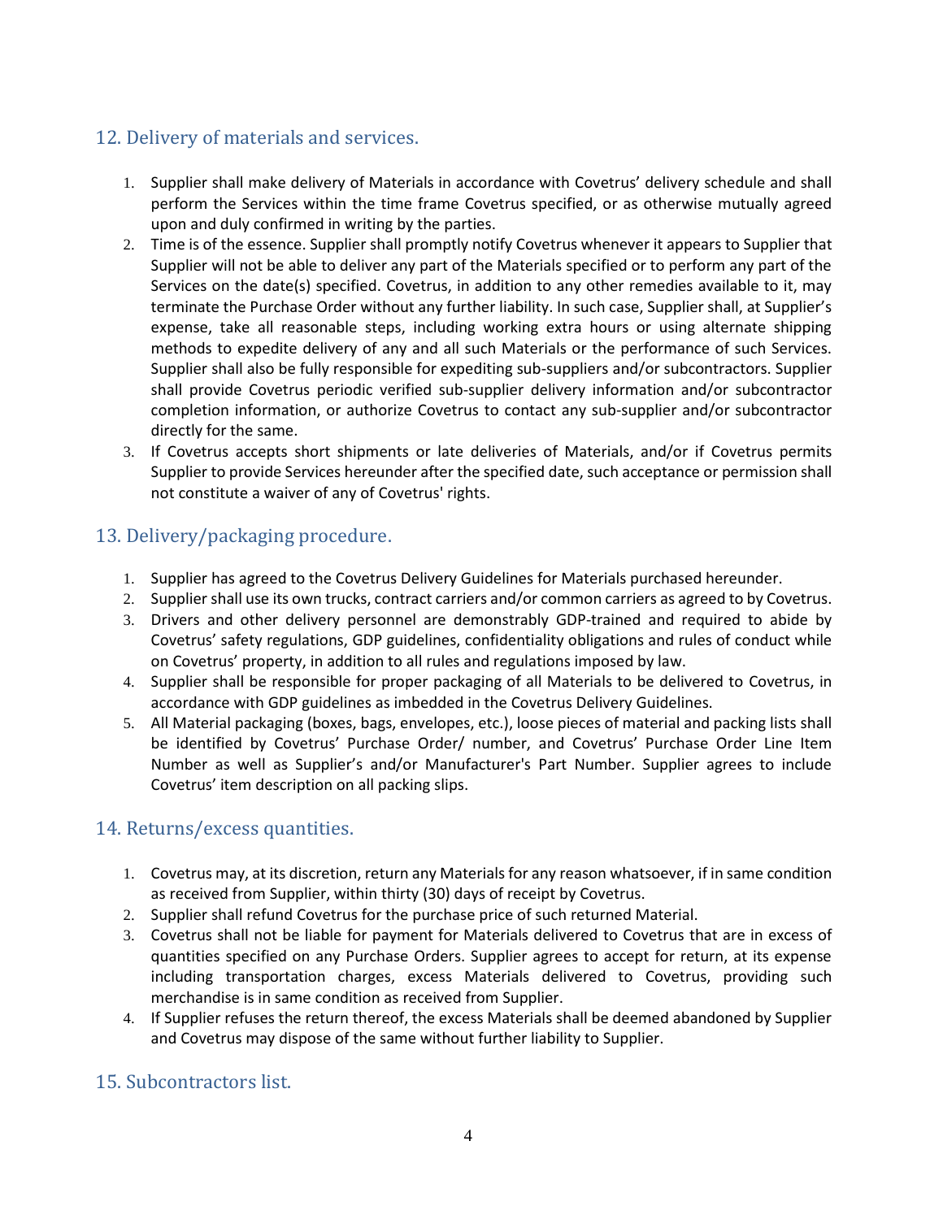## 12. Delivery of materials and services.

1. Supplier shall make delivery of Materials in accordance with Covetrus' delivery schedule and shall perform the Services within the time frame Covetrus specified, or as otherwise mutually agreed upon and duly confirmed in writing by the parties.
2. Time is of the essence. Supplier shall promptly notify Covetrus whenever it appears to Supplier that Supplier will not be able to deliver any part of the Materials specified or to perform any part of the Services on the date(s) specified. Covetrus, in addition to any other remedies available to it, may terminate the Purchase Order without any further liability. In such case, Supplier shall, at Supplier's expense, take all reasonable steps, including working extra hours or using alternate shipping methods to expedite delivery of any and all such Materials or the performance of such Services. Supplier shall also be fully responsible for expediting sub-suppliers and/or subcontractors. Supplier shall provide Covetrus periodic verified sub-supplier delivery information and/or subcontractor completion information, or authorize Covetrus to contact any sub-supplier and/or subcontractor directly for the same.
3. If Covetrus accepts short shipments or late deliveries of Materials, and/or if Covetrus permits Supplier to provide Services hereunder after the specified date, such acceptance or permission shall not constitute a waiver of any of Covetrus' rights.

## 13. Delivery/packaging procedure.

1. Supplier has agreed to the Covetrus Delivery Guidelines for Materials purchased hereunder.
2. Supplier shall use its own trucks, contract carriers and/or common carriers as agreed to by Covetrus.
3. Drivers and other delivery personnel are demonstrably GDP-trained and required to abide by Covetrus' safety regulations, GDP guidelines, confidentiality obligations and rules of conduct while on Covetrus' property, in addition to all rules and regulations imposed by law.
4. Supplier shall be responsible for proper packaging of all Materials to be delivered to Covetrus, in accordance with GDP guidelines as imbedded in the Covetrus Delivery Guidelines.
5. All Material packaging (boxes, bags, envelopes, etc.), loose pieces of material and packing lists shall be identified by Covetrus' Purchase Order/ number, and Covetrus' Purchase Order Line Item Number as well as Supplier's and/or Manufacturer's Part Number. Supplier agrees to include Covetrus' item description on all packing slips.

## 14. Returns/excess quantities.

1. Covetrus may, at its discretion, return any Materials for any reason whatsoever, if in same condition as received from Supplier, within thirty (30) days of receipt by Covetrus.
2. Supplier shall refund Covetrus for the purchase price of such returned Material.
3. Covetrus shall not be liable for payment for Materials delivered to Covetrus that are in excess of quantities specified on any Purchase Orders. Supplier agrees to accept for return, at its expense including transportation charges, excess Materials delivered to Covetrus, providing such merchandise is in same condition as received from Supplier.
4. If Supplier refuses the return thereof, the excess Materials shall be deemed abandoned by Supplier and Covetrus may dispose of the same without further liability to Supplier.

## 15. Subcontractors list.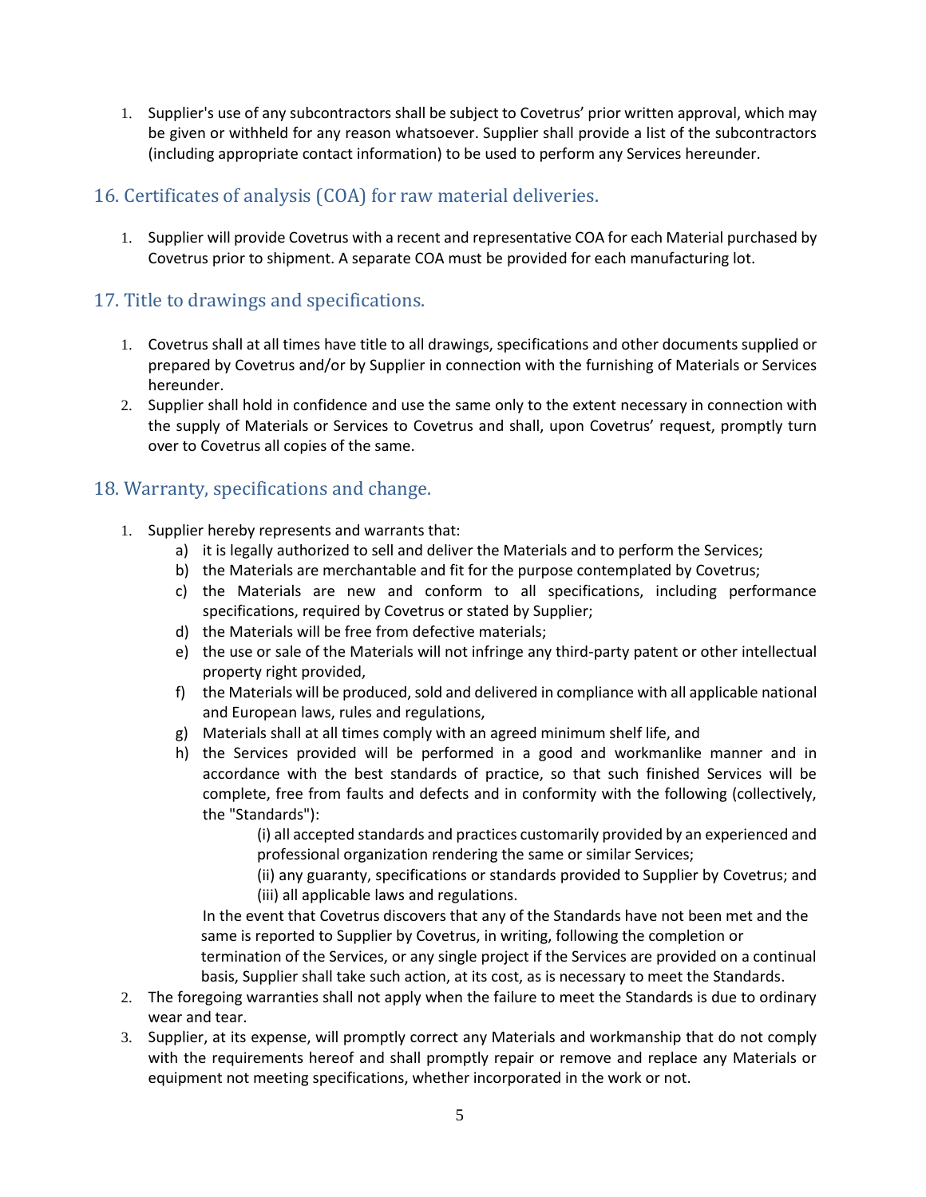1. Supplier's use of any subcontractors shall be subject to Covetrus' prior written approval, which may be given or withheld for any reason whatsoever. Supplier shall provide a list of the subcontractors (including appropriate contact information) to be used to perform any Services hereunder.

## 16. Certificates of analysis (COA) for raw material deliveries.

1. Supplier will provide Covetrus with a recent and representative COA for each Material purchased by Covetrus prior to shipment. A separate COA must be provided for each manufacturing lot.

## 17. Title to drawings and specifications.

1. Covetrus shall at all times have title to all drawings, specifications and other documents supplied or prepared by Covetrus and/or by Supplier in connection with the furnishing of Materials or Services hereunder.
2. Supplier shall hold in confidence and use the same only to the extent necessary in connection with the supply of Materials or Services to Covetrus and shall, upon Covetrus' request, promptly turn over to Covetrus all copies of the same.

## 18. Warranty, specifications and change.

1. Supplier hereby represents and warrants that:
   a) it is legally authorized to sell and deliver the Materials and to perform the Services;
   b) the Materials are merchantable and fit for the purpose contemplated by Covetrus;
   c) the Materials are new and conform to all specifications, including performance specifications, required by Covetrus or stated by Supplier;
   d) the Materials will be free from defective materials;
   e) the use or sale of the Materials will not infringe any third-party patent or other intellectual property right provided,
   f) the Materials will be produced, sold and delivered in compliance with all applicable national and European laws, rules and regulations,
   g) Materials shall at all times comply with an agreed minimum shelf life, and
   h) the Services provided will be performed in a good and workmanlike manner and in accordance with the best standards of practice, so that such finished Services will be complete, free from faults and defects and in conformity with the following (collectively, the "Standards"):

      (i) all accepted standards and practices customarily provided by an experienced and professional organization rendering the same or similar Services;

      (ii) any guaranty, specifications or standards provided to Supplier by Covetrus; and

      (iii) all applicable laws and regulations.

   In the event that Covetrus discovers that any of the Standards have not been met and the same is reported to Supplier by Covetrus, in writing, following the completion or termination of the Services, or any single project if the Services are provided on a continual basis, Supplier shall take such action, at its cost, as is necessary to meet the Standards.
2. The foregoing warranties shall not apply when the failure to meet the Standards is due to ordinary wear and tear.
3. Supplier, at its expense, will promptly correct any Materials and workmanship that do not comply with the requirements hereof and shall promptly repair or remove and replace any Materials or equipment not meeting specifications, whether incorporated in the work or not.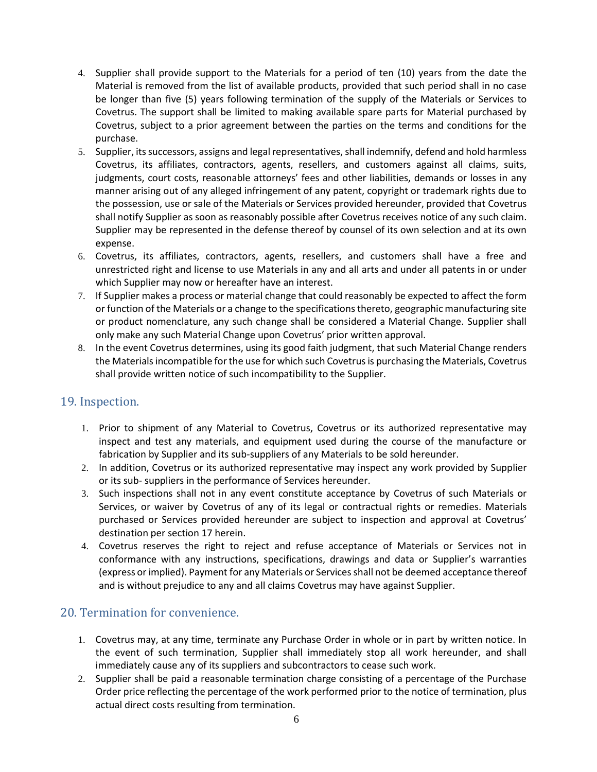4. Supplier shall provide support to the Materials for a period of ten (10) years from the date the Material is removed from the list of available products, provided that such period shall in no case be longer than five (5) years following termination of the supply of the Materials or Services to Covetrus. The support shall be limited to making available spare parts for Material purchased by Covetrus, subject to a prior agreement between the parties on the terms and conditions for the purchase.
5. Supplier, its successors, assigns and legal representatives, shall indemnify, defend and hold harmless Covetrus, its affiliates, contractors, agents, resellers, and customers against all claims, suits, judgments, court costs, reasonable attorneys' fees and other liabilities, demands or losses in any manner arising out of any alleged infringement of any patent, copyright or trademark rights due to the possession, use or sale of the Materials or Services provided hereunder, provided that Covetrus shall notify Supplier as soon as reasonably possible after Covetrus receives notice of any such claim. Supplier may be represented in the defense thereof by counsel of its own selection and at its own expense.
6. Covetrus, its affiliates, contractors, agents, resellers, and customers shall have a free and unrestricted right and license to use Materials in any and all arts and under all patents in or under which Supplier may now or hereafter have an interest.
7. If Supplier makes a process or material change that could reasonably be expected to affect the form or function of the Materials or a change to the specifications thereto, geographic manufacturing site or product nomenclature, any such change shall be considered a Material Change. Supplier shall only make any such Material Change upon Covetrus' prior written approval.
8. In the event Covetrus determines, using its good faith judgment, that such Material Change renders the Materials incompatible for the use for which such Covetrus is purchasing the Materials, Covetrus shall provide written notice of such incompatibility to the Supplier.

## 19. Inspection.

1. Prior to shipment of any Material to Covetrus, Covetrus or its authorized representative may inspect and test any materials, and equipment used during the course of the manufacture or fabrication by Supplier and its sub-suppliers of any Materials to be sold hereunder.
2. In addition, Covetrus or its authorized representative may inspect any work provided by Supplier or its sub- suppliers in the performance of Services hereunder.
3. Such inspections shall not in any event constitute acceptance by Covetrus of such Materials or Services, or waiver by Covetrus of any of its legal or contractual rights or remedies. Materials purchased or Services provided hereunder are subject to inspection and approval at Covetrus' destination per section 17 herein.
4. Covetrus reserves the right to reject and refuse acceptance of Materials or Services not in conformance with any instructions, specifications, drawings and data or Supplier's warranties (express or implied). Payment for any Materials or Services shall not be deemed acceptance thereof and is without prejudice to any and all claims Covetrus may have against Supplier.

## 20. Termination for convenience.

1. Covetrus may, at any time, terminate any Purchase Order in whole or in part by written notice. In the event of such termination, Supplier shall immediately stop all work hereunder, and shall immediately cause any of its suppliers and subcontractors to cease such work.
2. Supplier shall be paid a reasonable termination charge consisting of a percentage of the Purchase Order price reflecting the percentage of the work performed prior to the notice of termination, plus actual direct costs resulting from termination.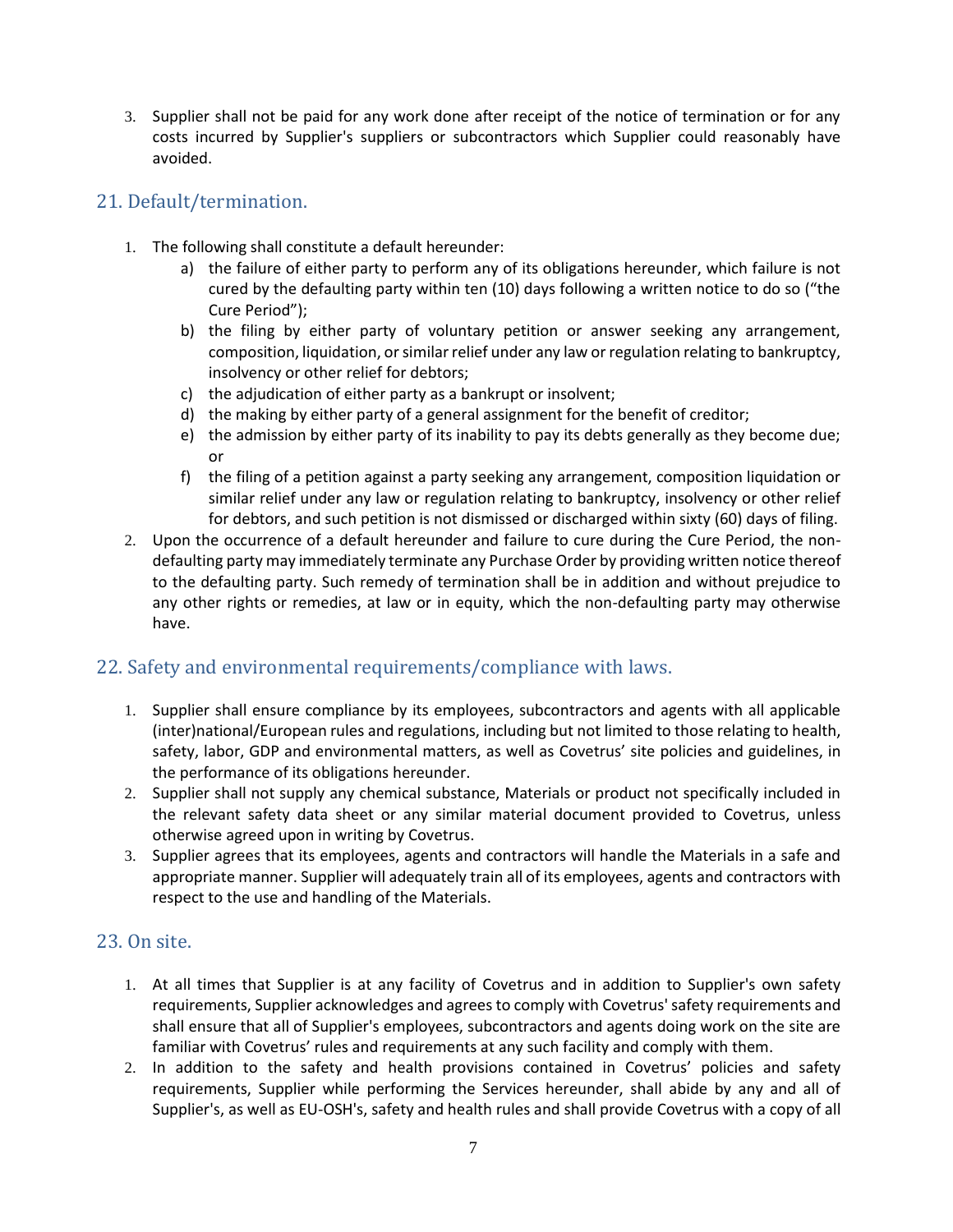3. Supplier shall not be paid for any work done after receipt of the notice of termination or for any costs incurred by Supplier's suppliers or subcontractors which Supplier could reasonably have avoided.

## 21. Default/termination.

1. The following shall constitute a default hereunder:
   a) the failure of either party to perform any of its obligations hereunder, which failure is not cured by the defaulting party within ten (10) days following a written notice to do so ("the Cure Period");
   b) the filing by either party of voluntary petition or answer seeking any arrangement, composition, liquidation, or similar relief under any law or regulation relating to bankruptcy, insolvency or other relief for debtors;
   c) the adjudication of either party as a bankrupt or insolvent;
   d) the making by either party of a general assignment for the benefit of creditor;
   e) the admission by either party of its inability to pay its debts generally as they become due; or
   f) the filing of a petition against a party seeking any arrangement, composition liquidation or similar relief under any law or regulation relating to bankruptcy, insolvency or other relief for debtors, and such petition is not dismissed or discharged within sixty (60) days of filing.
2. Upon the occurrence of a default hereunder and failure to cure during the Cure Period, the non-defaulting party may immediately terminate any Purchase Order by providing written notice thereof to the defaulting party. Such remedy of termination shall be in addition and without prejudice to any other rights or remedies, at law or in equity, which the non-defaulting party may otherwise have.

## 22. Safety and environmental requirements/compliance with laws.

1. Supplier shall ensure compliance by its employees, subcontractors and agents with all applicable (inter)national/European rules and regulations, including but not limited to those relating to health, safety, labor, GDP and environmental matters, as well as Covetrus' site policies and guidelines, in the performance of its obligations hereunder.
2. Supplier shall not supply any chemical substance, Materials or product not specifically included in the relevant safety data sheet or any similar material document provided to Covetrus, unless otherwise agreed upon in writing by Covetrus.
3. Supplier agrees that its employees, agents and contractors will handle the Materials in a safe and appropriate manner. Supplier will adequately train all of its employees, agents and contractors with respect to the use and handling of the Materials.

## 23. On site.

1. At all times that Supplier is at any facility of Covetrus and in addition to Supplier's own safety requirements, Supplier acknowledges and agrees to comply with Covetrus' safety requirements and shall ensure that all of Supplier's employees, subcontractors and agents doing work on the site are familiar with Covetrus' rules and requirements at any such facility and comply with them.
2. In addition to the safety and health provisions contained in Covetrus' policies and safety requirements, Supplier while performing the Services hereunder, shall abide by any and all of Supplier's, as well as EU-OSH's, safety and health rules and shall provide Covetrus with a copy of all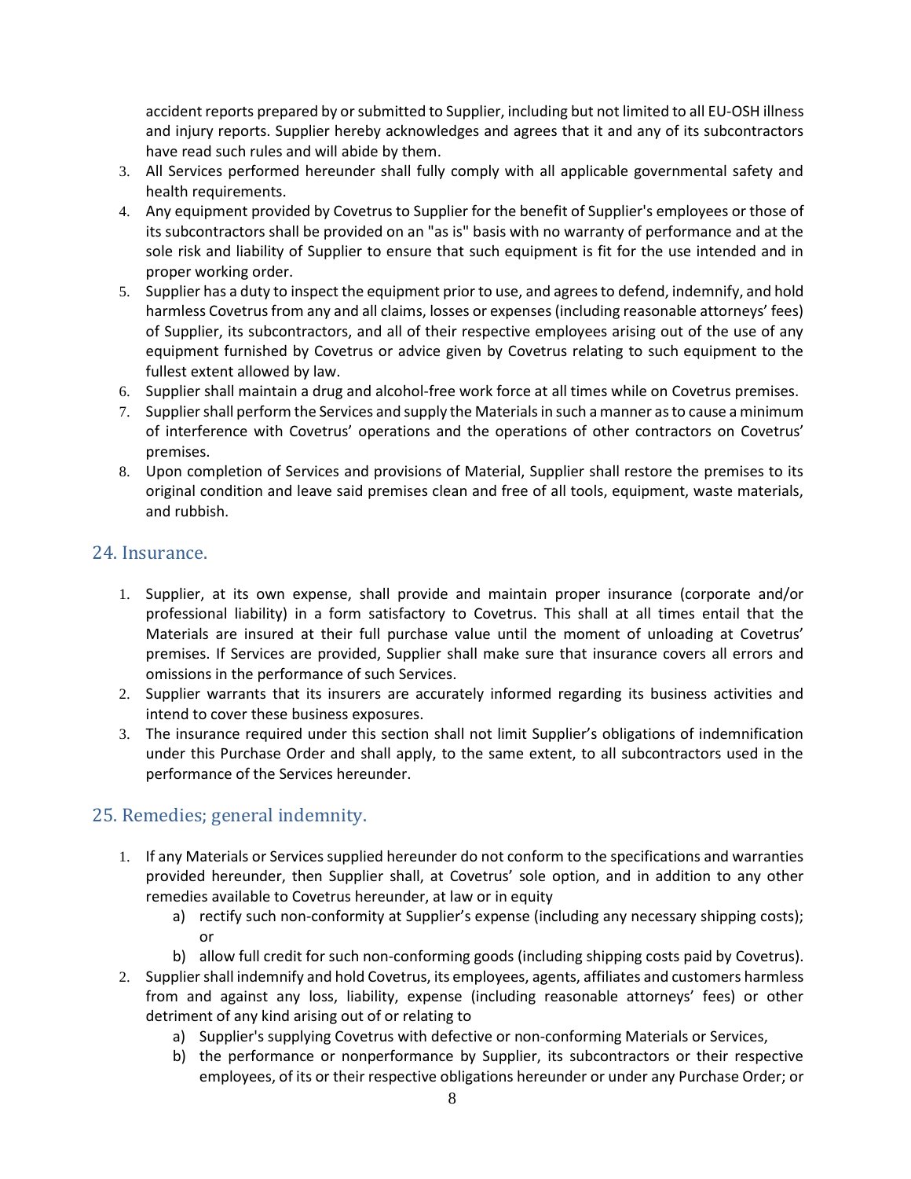accident reports prepared by or submitted to Supplier, including but not limited to all EU-OSH illness and injury reports. Supplier hereby acknowledges and agrees that it and any of its subcontractors have read such rules and will abide by them.

3. All Services performed hereunder shall fully comply with all applicable governmental safety and health requirements.
4. Any equipment provided by Covetrus to Supplier for the benefit of Supplier's employees or those of its subcontractors shall be provided on an "as is" basis with no warranty of performance and at the sole risk and liability of Supplier to ensure that such equipment is fit for the use intended and in proper working order.
5. Supplier has a duty to inspect the equipment prior to use, and agrees to defend, indemnify, and hold harmless Covetrus from any and all claims, losses or expenses (including reasonable attorneys' fees) of Supplier, its subcontractors, and all of their respective employees arising out of the use of any equipment furnished by Covetrus or advice given by Covetrus relating to such equipment to the fullest extent allowed by law.
6. Supplier shall maintain a drug and alcohol-free work force at all times while on Covetrus premises.
7. Supplier shall perform the Services and supply the Materials in such a manner as to cause a minimum of interference with Covetrus' operations and the operations of other contractors on Covetrus' premises.
8. Upon completion of Services and provisions of Material, Supplier shall restore the premises to its original condition and leave said premises clean and free of all tools, equipment, waste materials, and rubbish.

## 24. Insurance.

1. Supplier, at its own expense, shall provide and maintain proper insurance (corporate and/or professional liability) in a form satisfactory to Covetrus. This shall at all times entail that the Materials are insured at their full purchase value until the moment of unloading at Covetrus' premises. If Services are provided, Supplier shall make sure that insurance covers all errors and omissions in the performance of such Services.
2. Supplier warrants that its insurers are accurately informed regarding its business activities and intend to cover these business exposures.
3. The insurance required under this section shall not limit Supplier's obligations of indemnification under this Purchase Order and shall apply, to the same extent, to all subcontractors used in the performance of the Services hereunder.

## 25. Remedies; general indemnity.

1. If any Materials or Services supplied hereunder do not conform to the specifications and warranties provided hereunder, then Supplier shall, at Covetrus' sole option, and in addition to any other remedies available to Covetrus hereunder, at law or in equity
   a) rectify such non-conformity at Supplier's expense (including any necessary shipping costs); or
   b) allow full credit for such non-conforming goods (including shipping costs paid by Covetrus).
2. Supplier shall indemnify and hold Covetrus, its employees, agents, affiliates and customers harmless from and against any loss, liability, expense (including reasonable attorneys' fees) or other detriment of any kind arising out of or relating to
   a) Supplier's supplying Covetrus with defective or non-conforming Materials or Services,
   b) the performance or nonperformance by Supplier, its subcontractors or their respective employees, of its or their respective obligations hereunder or under any Purchase Order; or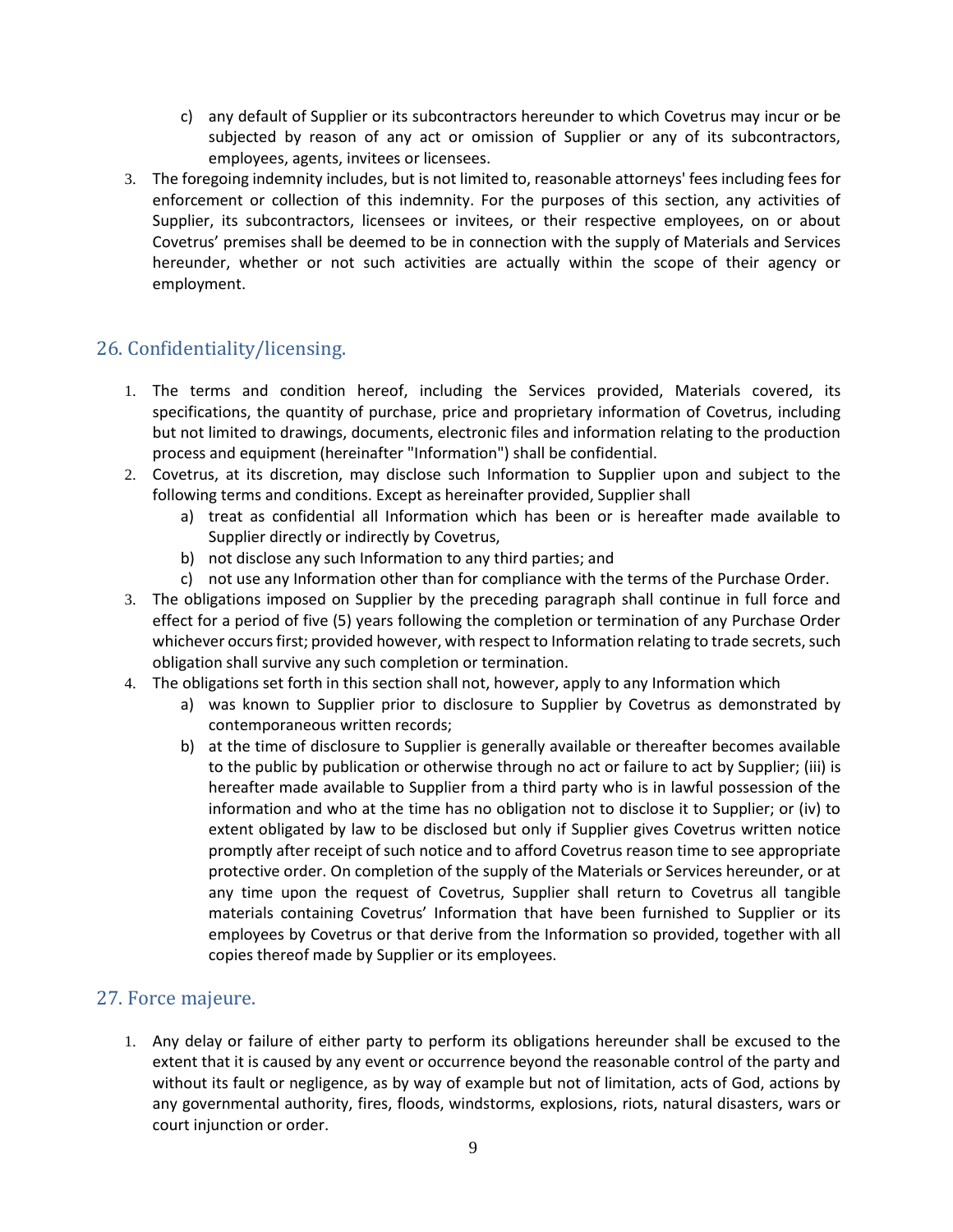c) any default of Supplier or its subcontractors hereunder to which Covetrus may incur or be subjected by reason of any act or omission of Supplier or any of its subcontractors, employees, agents, invitees or licensees.

3. The foregoing indemnity includes, but is not limited to, reasonable attorneys' fees including fees for enforcement or collection of this indemnity. For the purposes of this section, any activities of Supplier, its subcontractors, licensees or invitees, or their respective employees, on or about Covetrus' premises shall be deemed to be in connection with the supply of Materials and Services hereunder, whether or not such activities are actually within the scope of their agency or employment.

## 26. Confidentiality/licensing.

1. The terms and condition hereof, including the Services provided, Materials covered, its specifications, the quantity of purchase, price and proprietary information of Covetrus, including but not limited to drawings, documents, electronic files and information relating to the production process and equipment (hereinafter "Information") shall be confidential.
2. Covetrus, at its discretion, may disclose such Information to Supplier upon and subject to the following terms and conditions. Except as hereinafter provided, Supplier shall
   a) treat as confidential all Information which has been or is hereafter made available to Supplier directly or indirectly by Covetrus,
   b) not disclose any such Information to any third parties; and
   c) not use any Information other than for compliance with the terms of the Purchase Order.
3. The obligations imposed on Supplier by the preceding paragraph shall continue in full force and effect for a period of five (5) years following the completion or termination of any Purchase Order whichever occurs first; provided however, with respect to Information relating to trade secrets, such obligation shall survive any such completion or termination.
4. The obligations set forth in this section shall not, however, apply to any Information which
   a) was known to Supplier prior to disclosure to Supplier by Covetrus as demonstrated by contemporaneous written records;
   b) at the time of disclosure to Supplier is generally available or thereafter becomes available to the public by publication or otherwise through no act or failure to act by Supplier; (iii) is hereafter made available to Supplier from a third party who is in lawful possession of the information and who at the time has no obligation not to disclose it to Supplier; or (iv) to extent obligated by law to be disclosed but only if Supplier gives Covetrus written notice promptly after receipt of such notice and to afford Covetrus reason time to see appropriate protective order. On completion of the supply of the Materials or Services hereunder, or at any time upon the request of Covetrus, Supplier shall return to Covetrus all tangible materials containing Covetrus' Information that have been furnished to Supplier or its employees by Covetrus or that derive from the Information so provided, together with all copies thereof made by Supplier or its employees.

## 27. Force majeure.

1. Any delay or failure of either party to perform its obligations hereunder shall be excused to the extent that it is caused by any event or occurrence beyond the reasonable control of the party and without its fault or negligence, as by way of example but not of limitation, acts of God, actions by any governmental authority, fires, floods, windstorms, explosions, riots, natural disasters, wars or court injunction or order.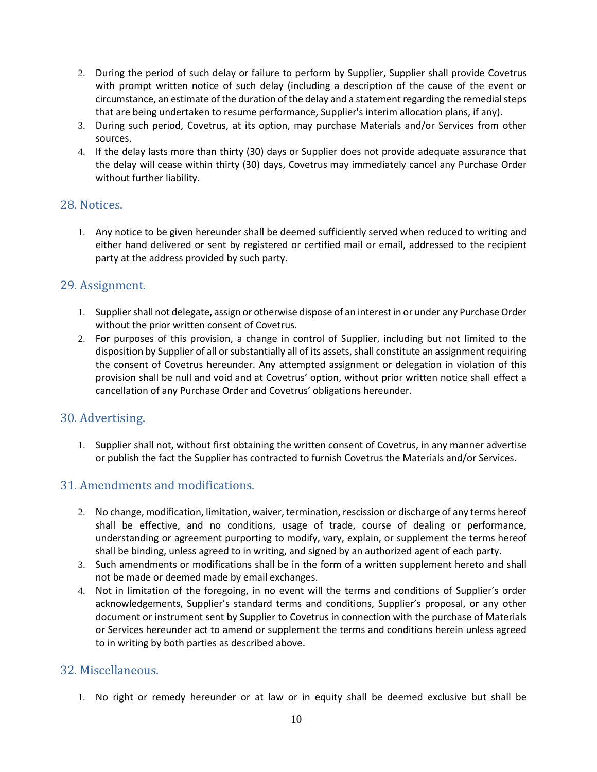2. During the period of such delay or failure to perform by Supplier, Supplier shall provide Covetrus with prompt written notice of such delay (including a description of the cause of the event or circumstance, an estimate of the duration of the delay and a statement regarding the remedial steps that are being undertaken to resume performance, Supplier's interim allocation plans, if any).
3. During such period, Covetrus, at its option, may purchase Materials and/or Services from other sources.
4. If the delay lasts more than thirty (30) days or Supplier does not provide adequate assurance that the delay will cease within thirty (30) days, Covetrus may immediately cancel any Purchase Order without further liability.

## 28. Notices.

1. Any notice to be given hereunder shall be deemed sufficiently served when reduced to writing and either hand delivered or sent by registered or certified mail or email, addressed to the recipient party at the address provided by such party.

## 29. Assignment.

1. Supplier shall not delegate, assign or otherwise dispose of an interest in or under any Purchase Order without the prior written consent of Covetrus.
2. For purposes of this provision, a change in control of Supplier, including but not limited to the disposition by Supplier of all or substantially all of its assets, shall constitute an assignment requiring the consent of Covetrus hereunder. Any attempted assignment or delegation in violation of this provision shall be null and void and at Covetrus' option, without prior written notice shall effect a cancellation of any Purchase Order and Covetrus' obligations hereunder.

## 30. Advertising.

1. Supplier shall not, without first obtaining the written consent of Covetrus, in any manner advertise or publish the fact the Supplier has contracted to furnish Covetrus the Materials and/or Services.

## 31. Amendments and modifications.

2. No change, modification, limitation, waiver, termination, rescission or discharge of any terms hereof shall be effective, and no conditions, usage of trade, course of dealing or performance, understanding or agreement purporting to modify, vary, explain, or supplement the terms hereof shall be binding, unless agreed to in writing, and signed by an authorized agent of each party.
3. Such amendments or modifications shall be in the form of a written supplement hereto and shall not be made or deemed made by email exchanges.
4. Not in limitation of the foregoing, in no event will the terms and conditions of Supplier's order acknowledgements, Supplier's standard terms and conditions, Supplier's proposal, or any other document or instrument sent by Supplier to Covetrus in connection with the purchase of Materials or Services hereunder act to amend or supplement the terms and conditions herein unless agreed to in writing by both parties as described above.

## 32. Miscellaneous.

1. No right or remedy hereunder or at law or in equity shall be deemed exclusive but shall be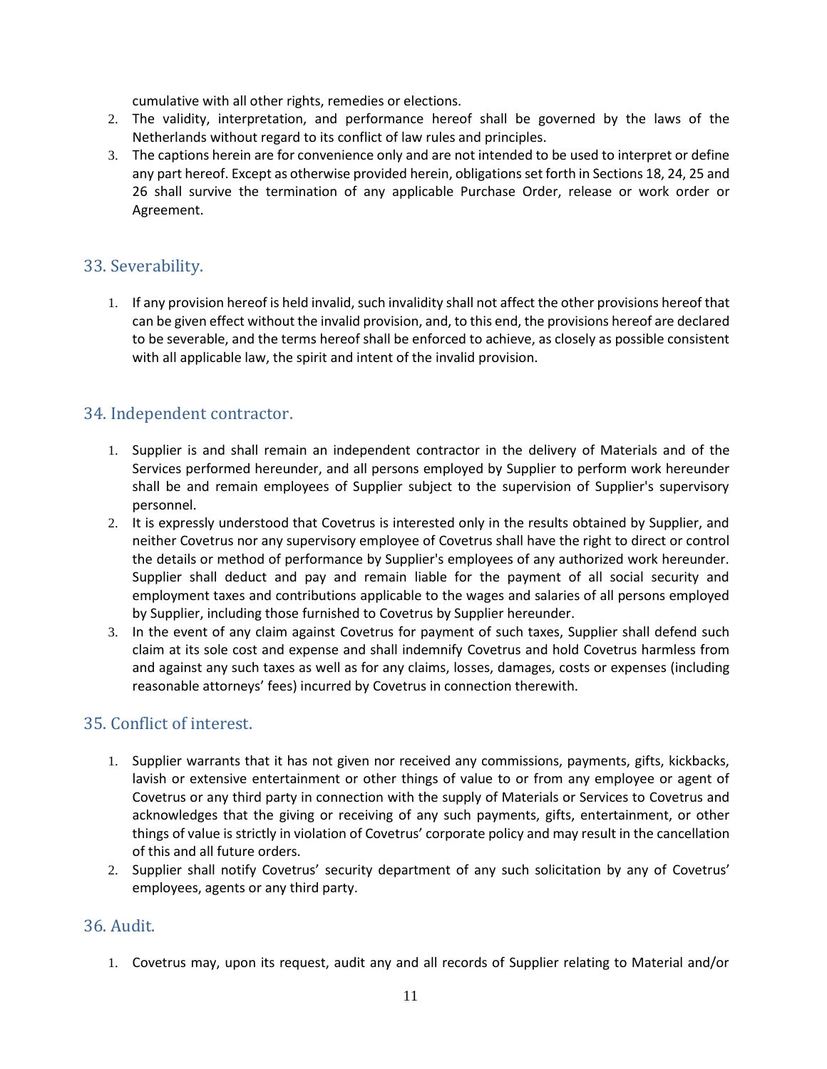cumulative with all other rights, remedies or elections.

2. The validity, interpretation, and performance hereof shall be governed by the laws of the Netherlands without regard to its conflict of law rules and principles.
3. The captions herein are for convenience only and are not intended to be used to interpret or define any part hereof. Except as otherwise provided herein, obligations set forth in Sections 18, 24, 25 and 26 shall survive the termination of any applicable Purchase Order, release or work order or Agreement.

## 33. Severability.

1. If any provision hereof is held invalid, such invalidity shall not affect the other provisions hereof that can be given effect without the invalid provision, and, to this end, the provisions hereof are declared to be severable, and the terms hereof shall be enforced to achieve, as closely as possible consistent with all applicable law, the spirit and intent of the invalid provision.

## 34. Independent contractor.

1. Supplier is and shall remain an independent contractor in the delivery of Materials and of the Services performed hereunder, and all persons employed by Supplier to perform work hereunder shall be and remain employees of Supplier subject to the supervision of Supplier's supervisory personnel.
2. It is expressly understood that Covetrus is interested only in the results obtained by Supplier, and neither Covetrus nor any supervisory employee of Covetrus shall have the right to direct or control the details or method of performance by Supplier's employees of any authorized work hereunder. Supplier shall deduct and pay and remain liable for the payment of all social security and employment taxes and contributions applicable to the wages and salaries of all persons employed by Supplier, including those furnished to Covetrus by Supplier hereunder.
3. In the event of any claim against Covetrus for payment of such taxes, Supplier shall defend such claim at its sole cost and expense and shall indemnify Covetrus and hold Covetrus harmless from and against any such taxes as well as for any claims, losses, damages, costs or expenses (including reasonable attorneys' fees) incurred by Covetrus in connection therewith.

## 35. Conflict of interest.

1. Supplier warrants that it has not given nor received any commissions, payments, gifts, kickbacks, lavish or extensive entertainment or other things of value to or from any employee or agent of Covetrus or any third party in connection with the supply of Materials or Services to Covetrus and acknowledges that the giving or receiving of any such payments, gifts, entertainment, or other things of value is strictly in violation of Covetrus' corporate policy and may result in the cancellation of this and all future orders.
2. Supplier shall notify Covetrus' security department of any such solicitation by any of Covetrus' employees, agents or any third party.

## 36. Audit.

1. Covetrus may, upon its request, audit any and all records of Supplier relating to Material and/or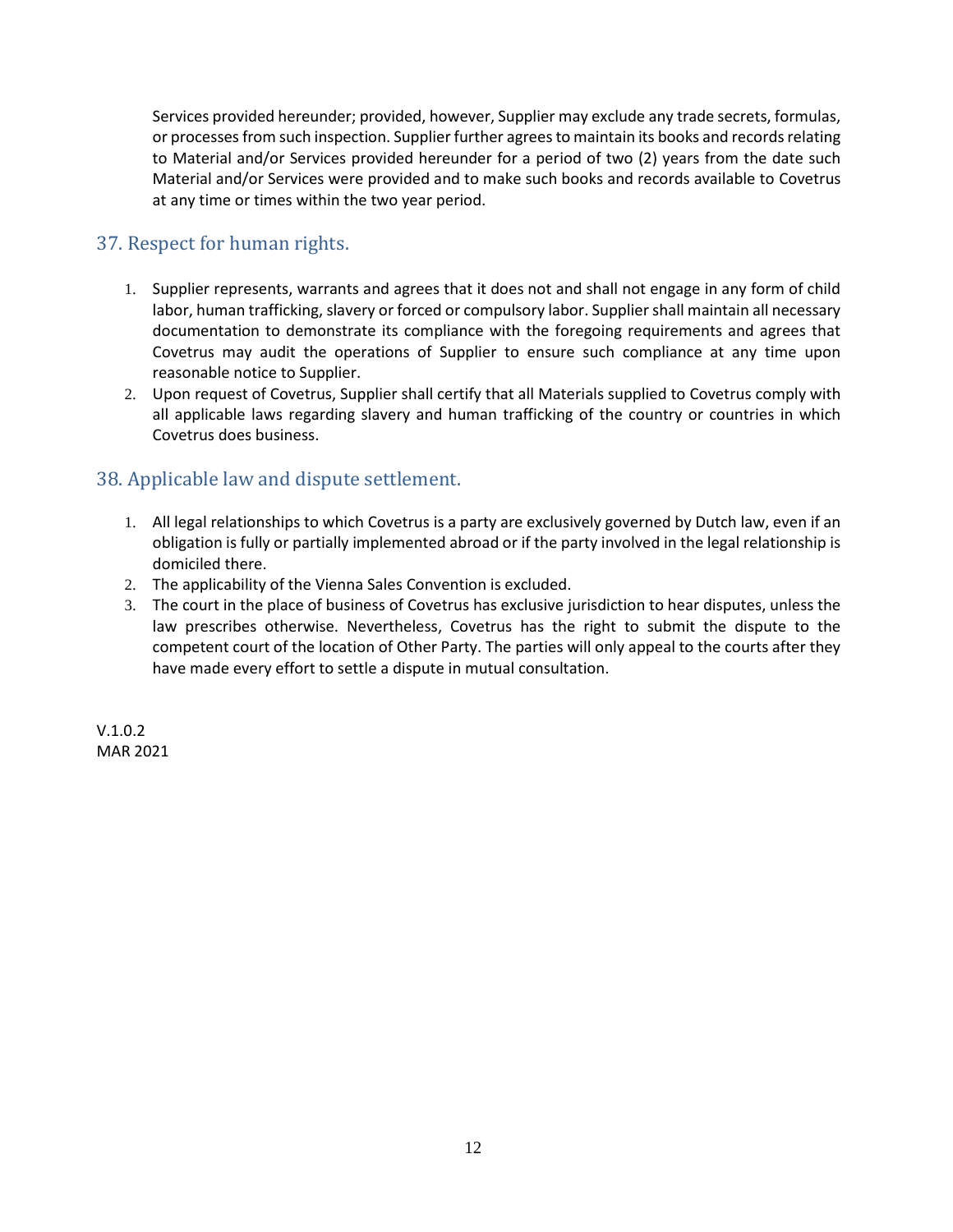Services provided hereunder; provided, however, Supplier may exclude any trade secrets, formulas, or processes from such inspection. Supplier further agrees to maintain its books and records relating to Material and/or Services provided hereunder for a period of two (2) years from the date such Material and/or Services were provided and to make such books and records available to Covetrus at any time or times within the two year period.

## 37. Respect for human rights.

1. Supplier represents, warrants and agrees that it does not and shall not engage in any form of child labor, human trafficking, slavery or forced or compulsory labor. Supplier shall maintain all necessary documentation to demonstrate its compliance with the foregoing requirements and agrees that Covetrus may audit the operations of Supplier to ensure such compliance at any time upon reasonable notice to Supplier.
2. Upon request of Covetrus, Supplier shall certify that all Materials supplied to Covetrus comply with all applicable laws regarding slavery and human trafficking of the country or countries in which Covetrus does business.

## 38. Applicable law and dispute settlement.

1. All legal relationships to which Covetrus is a party are exclusively governed by Dutch law, even if an obligation is fully or partially implemented abroad or if the party involved in the legal relationship is domiciled there.
2. The applicability of the Vienna Sales Convention is excluded.
3. The court in the place of business of Covetrus has exclusive jurisdiction to hear disputes, unless the law prescribes otherwise. Nevertheless, Covetrus has the right to submit the dispute to the competent court of the location of Other Party. The parties will only appeal to the courts after they have made every effort to settle a dispute in mutual consultation.

V.1.0.2
MAR 2021